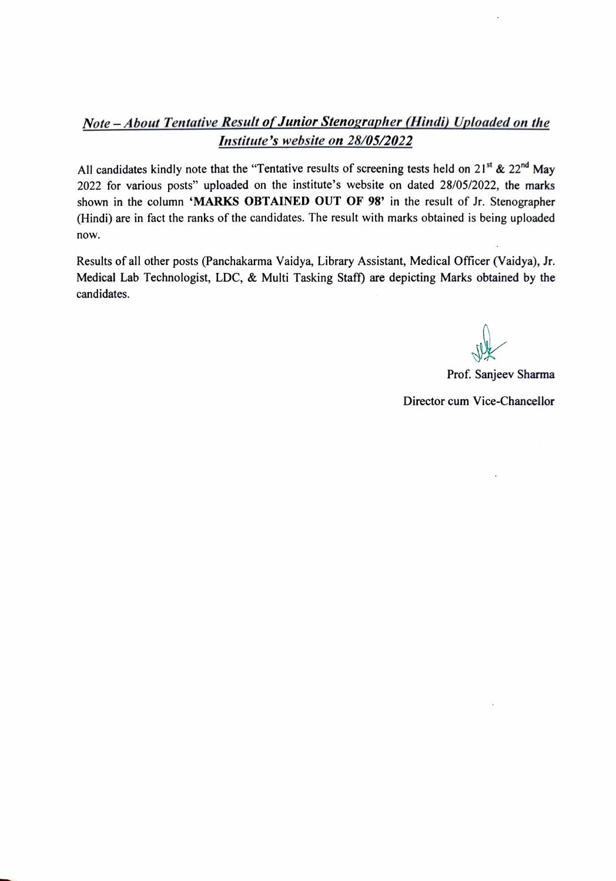## *Note – About Tentative Result of Junior Stenographer (Hindi) Uploaded on the Institute's website on 28/05/2022*

All candidates kindly note that the "Tentative results of screening tests held on 21st & 22nd May 2022 for various posts" uploaded on the institute's website on dated 28/05/2022, the marks shown in the column **'MARKS OBTAINED OUT OF 98'** in the result of Jr. Stenographer (Hindi) are in fact the ranks of the candidates. The result with marks obtained is being uploaded now.

Results of all other posts (Panchakarma Vaidya, Library Assistant, Medical Officer (Vaidya), Jr. Medical Lab Technologist, LDC, & Multi Tasking Staff) are depicting Marks obtained by the candidates.

Prof. Sanjeev Sharma

Director cum Vice-Chancellor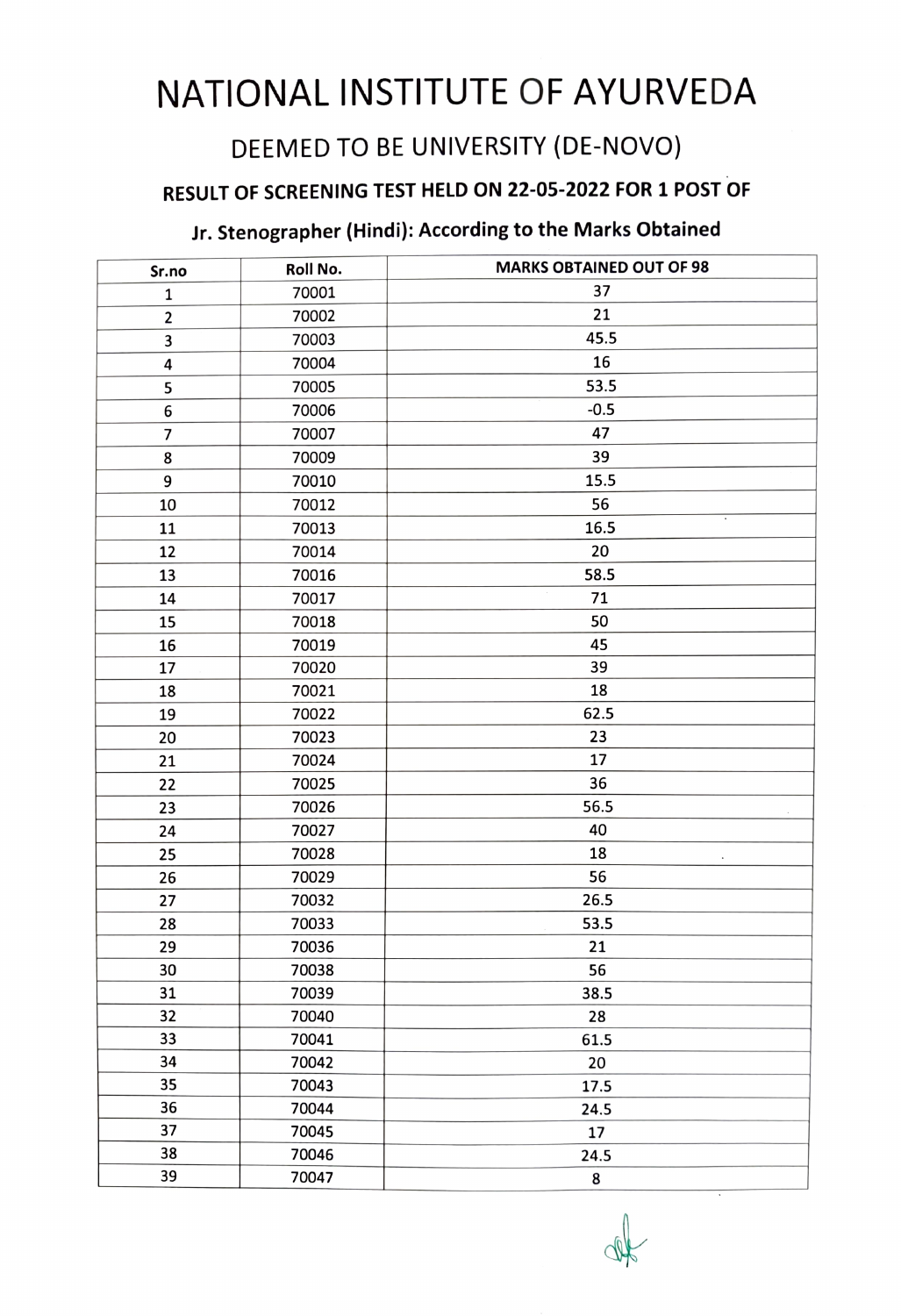# NATIONAL INSTITUTE OF AYURVEDA

## DEEMED TO BE UNIVERSITY (DE-NOVO)

### RESULT OF SCREENING TEST HELD ON 22-05-2022 FOR 1 POST OF

### Jr. Stenographer (Hindi): According to the Marks Obtained

| Sr.no | Roll No. | MARKS OBTAINED OUT OF 98 |
|---|---|---|
| 1 | 70001 | 37 |
| 2 | 70002 | 21 |
| 3 | 70003 | 45.5 |
| 4 | 70004 | 16 |
| 5 | 70005 | 53.5 |
| 6 | 70006 | -0.5 |
| 7 | 70007 | 47 |
| 8 | 70009 | 39 |
| 9 | 70010 | 15.5 |
| 10 | 70012 | 56 |
| 11 | 70013 | 16.5 |
| 12 | 70014 | 20 |
| 13 | 70016 | 58.5 |
| 14 | 70017 | 71 |
| 15 | 70018 | 50 |
| 16 | 70019 | 45 |
| 17 | 70020 | 39 |
| 18 | 70021 | 18 |
| 19 | 70022 | 62.5 |
| 20 | 70023 | 23 |
| 21 | 70024 | 17 |
| 22 | 70025 | 36 |
| 23 | 70026 | 56.5 |
| 24 | 70027 | 40 |
| 25 | 70028 | 18 |
| 26 | 70029 | 56 |
| 27 | 70032 | 26.5 |
| 28 | 70033 | 53.5 |
| 29 | 70036 | 21 |
| 30 | 70038 | 56 |
| 31 | 70039 | 38.5 |
| 32 | 70040 | 28 |
| 33 | 70041 | 61.5 |
| 34 | 70042 | 20 |
| 35 | 70043 | 17.5 |
| 36 | 70044 | 24.5 |
| 37 | 70045 | 17 |
| 38 | 70046 | 24.5 |
| 39 | 70047 | 8 |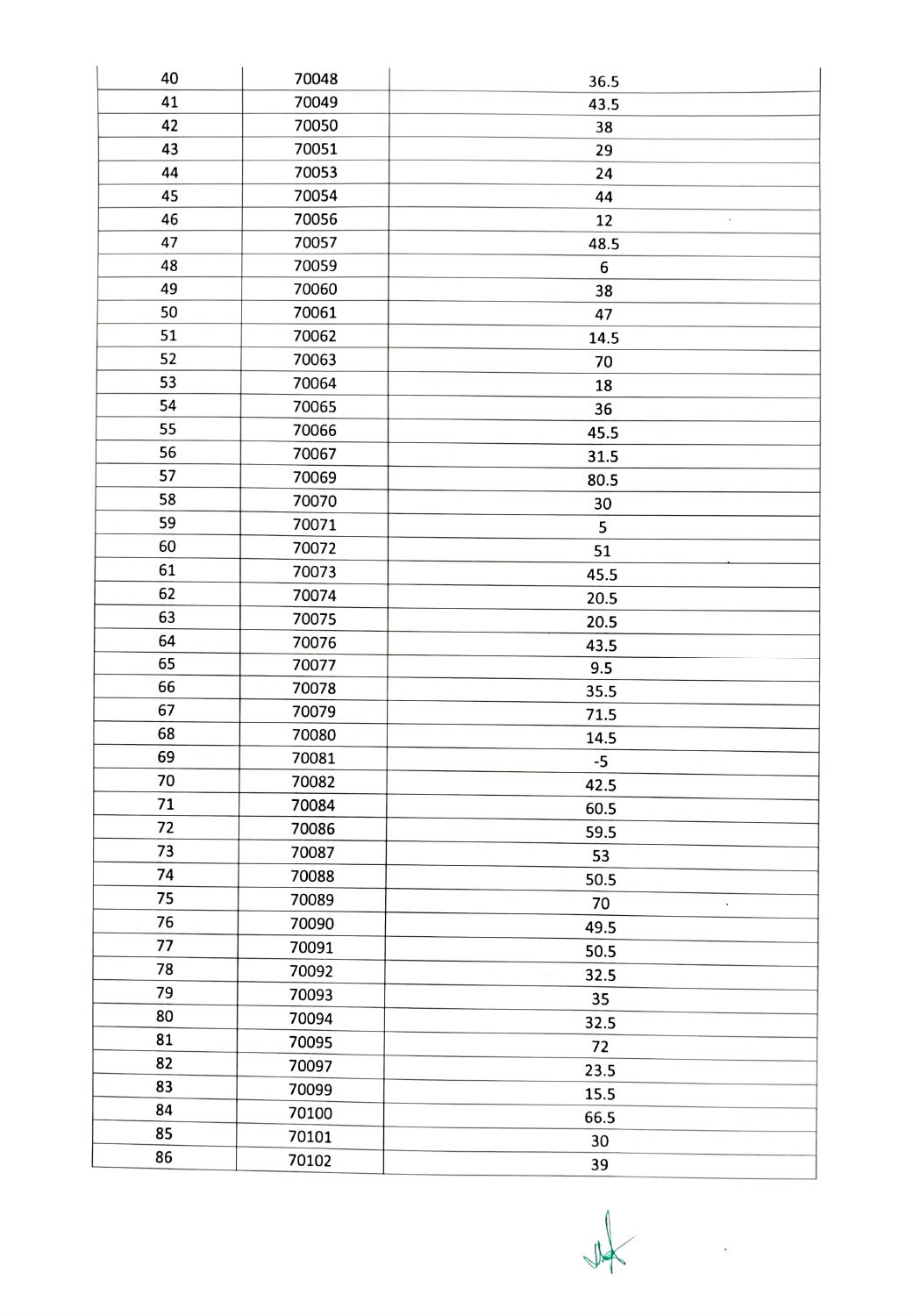| | | |
|---|---|---|
| 40 | 70048 | 36.5 |
| 41 | 70049 | 43.5 |
| 42 | 70050 | 38 |
| 43 | 70051 | 29 |
| 44 | 70053 | 24 |
| 45 | 70054 | 44 |
| 46 | 70056 | 12 |
| 47 | 70057 | 48.5 |
| 48 | 70059 | 6 |
| 49 | 70060 | 38 |
| 50 | 70061 | 47 |
| 51 | 70062 | 14.5 |
| 52 | 70063 | 70 |
| 53 | 70064 | 18 |
| 54 | 70065 | 36 |
| 55 | 70066 | 45.5 |
| 56 | 70067 | 31.5 |
| 57 | 70069 | 80.5 |
| 58 | 70070 | 30 |
| 59 | 70071 | 5 |
| 60 | 70072 | 51 |
| 61 | 70073 | 45.5 |
| 62 | 70074 | 20.5 |
| 63 | 70075 | 20.5 |
| 64 | 70076 | 43.5 |
| 65 | 70077 | 9.5 |
| 66 | 70078 | 35.5 |
| 67 | 70079 | 71.5 |
| 68 | 70080 | 14.5 |
| 69 | 70081 | -5 |
| 70 | 70082 | 42.5 |
| 71 | 70084 | 60.5 |
| 72 | 70086 | 59.5 |
| 73 | 70087 | 53 |
| 74 | 70088 | 50.5 |
| 75 | 70089 | 70 |
| 76 | 70090 | 49.5 |
| 77 | 70091 | 50.5 |
| 78 | 70092 | 32.5 |
| 79 | 70093 | 35 |
| 80 | 70094 | 32.5 |
| 81 | 70095 | 72 |
| 82 | 70097 | 23.5 |
| 83 | 70099 | 15.5 |
| 84 | 70100 | 66.5 |
| 85 | 70101 | 30 |
| 86 | 70102 | 39 |